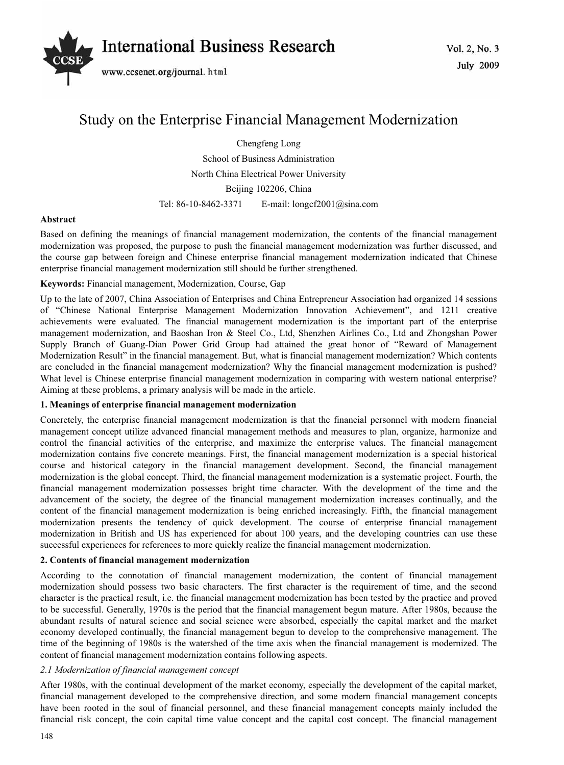# Study on the Enterprise Financial Management Modernization

Chengfeng Long

School of Business Administration

North China Electrical Power University

Beijing 102206, China

Tel: 86-10-8462-3371 E-mail: longcf2001@sina.com

**Abstract**

Based on defining the meanings of financial management modernization, the contents of the financial management modernization was proposed, the purpose to push the financial management modernization was further discussed, and the course gap between foreign and Chinese enterprise financial management modernization indicated that Chinese enterprise financial management modernization still should be further strengthened.

**Keywords:** Financial management, Modernization, Course, Gap

Up to the late of 2007, China Association of Enterprises and China Entrepreneur Association had organized 14 sessions of "Chinese National Enterprise Management Modernization Innovation Achievement", and 1211 creative achievements were evaluated. The financial management modernization is the important part of the enterprise management modernization, and Baoshan Iron & Steel Co., Ltd, Shenzhen Airlines Co., Ltd and Zhongshan Power Supply Branch of Guang-Dian Power Grid Group had attained the great honor of "Reward of Management Modernization Result" in the financial management. But, what is financial management modernization? Which contents are concluded in the financial management modernization? Why the financial management modernization is pushed? What level is Chinese enterprise financial management modernization in comparing with western national enterprise? Aiming at these problems, a primary analysis will be made in the article.

## 1. Meanings of enterprise financial management modernization

Concretely, the enterprise financial management modernization is that the financial personnel with modern financial management concept utilize advanced financial management methods and measures to plan, organize, harmonize and control the financial activities of the enterprise, and maximize the enterprise values. The financial management modernization contains five concrete meanings. First, the financial management modernization is a special historical course and historical category in the financial management development. Second, the financial management modernization is the global concept. Third, the financial management modernization is a systematic project. Fourth, the financial management modernization possesses bright time character. With the development of the time and the advancement of the society, the degree of the financial management modernization increases continually, and the content of the financial management modernization is being enriched increasingly. Fifth, the financial management modernization presents the tendency of quick development. The course of enterprise financial management modernization in British and US has experienced for about 100 years, and the developing countries can use these successful experiences for references to more quickly realize the financial management modernization.

## 2. Contents of financial management modernization

According to the connotation of financial management modernization, the content of financial management modernization should possess two basic characters. The first character is the requirement of time, and the second character is the practical result, i.e. the financial management modernization has been tested by the practice and proved to be successful. Generally, 1970s is the period that the financial management begun mature. After 1980s, because the abundant results of natural science and social science were absorbed, especially the capital market and the market economy developed continually, the financial management begun to develop to the comprehensive management. The time of the beginning of 1980s is the watershed of the time axis when the financial management is modernized. The content of financial management modernization contains following aspects.

### *2.1 Modernization of financial management concept*

After 1980s, with the continual development of the market economy, especially the development of the capital market, financial management developed to the comprehensive direction, and some modern financial management concepts have been rooted in the soul of financial personnel, and these financial management concepts mainly included the financial risk concept, the coin capital time value concept and the capital cost concept. The financial management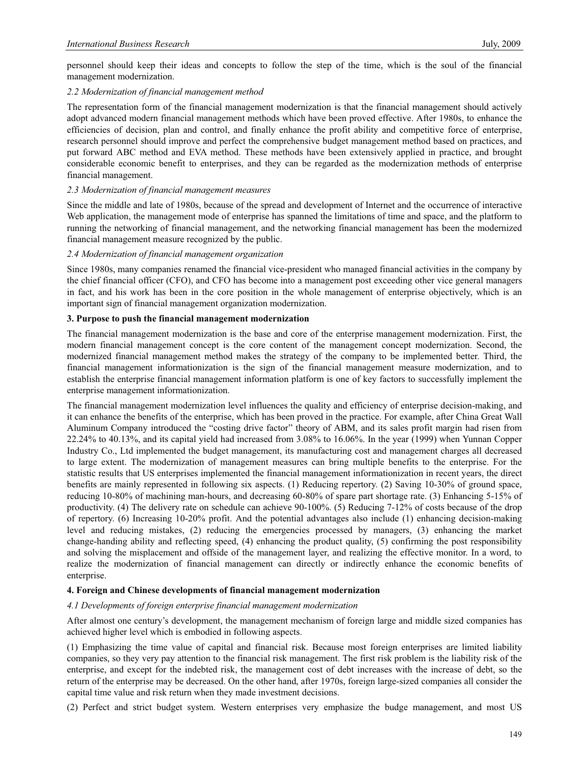personnel should keep their ideas and concepts to follow the step of the time, which is the soul of the financial management modernization.

### *2.2 Modernization of financial management method*

The representation form of the financial management modernization is that the financial management should actively adopt advanced modern financial management methods which have been proved effective. After 1980s, to enhance the efficiencies of decision, plan and control, and finally enhance the profit ability and competitive force of enterprise, research personnel should improve and perfect the comprehensive budget management method based on practices, and put forward ABC method and EVA method. These methods have been extensively applied in practice, and brought considerable economic benefit to enterprises, and they can be regarded as the modernization methods of enterprise financial management.

### *2.3 Modernization of financial management measures*

Since the middle and late of 1980s, because of the spread and development of Internet and the occurrence of interactive Web application, the management mode of enterprise has spanned the limitations of time and space, and the platform to running the networking of financial management, and the networking financial management has been the modernized financial management measure recognized by the public.

### *2.4 Modernization of financial management organization*

Since 1980s, many companies renamed the financial vice-president who managed financial activities in the company by the chief financial officer (CFO), and CFO has become into a management post exceeding other vice general managers in fact, and his work has been in the core position in the whole management of enterprise objectively, which is an important sign of financial management organization modernization.

## **3. Purpose to push the financial management modernization**

The financial management modernization is the base and core of the enterprise management modernization. First, the modern financial management concept is the core content of the management concept modernization. Second, the modernized financial management method makes the strategy of the company to be implemented better. Third, the financial management informationization is the sign of the financial management measure modernization, and to establish the enterprise financial management information platform is one of key factors to successfully implement the enterprise management informationization.

The financial management modernization level influences the quality and efficiency of enterprise decision-making, and it can enhance the benefits of the enterprise, which has been proved in the practice. For example, after China Great Wall Aluminum Company introduced the "costing drive factor" theory of ABM, and its sales profit margin had risen from 22.24% to 40.13%, and its capital yield had increased from 3.08% to 16.06%. In the year (1999) when Yunnan Copper Industry Co., Ltd implemented the budget management, its manufacturing cost and management charges all decreased to large extent. The modernization of management measures can bring multiple benefits to the enterprise. For the statistic results that US enterprises implemented the financial management informationization in recent years, the direct benefits are mainly represented in following six aspects. (1) Reducing repertory. (2) Saving 10-30% of ground space, reducing 10-80% of machining man-hours, and decreasing 60-80% of spare part shortage rate. (3) Enhancing 5-15% of productivity. (4) The delivery rate on schedule can achieve 90-100%. (5) Reducing 7-12% of costs because of the drop of repertory. (6) Increasing 10-20% profit. And the potential advantages also include (1) enhancing decision-making level and reducing mistakes, (2) reducing the emergencies processed by managers, (3) enhancing the market change-handing ability and reflecting speed, (4) enhancing the product quality, (5) confirming the post responsibility and solving the misplacement and offside of the management layer, and realizing the effective monitor. In a word, to realize the modernization of financial management can directly or indirectly enhance the economic benefits of enterprise.

## **4. Foreign and Chinese developments of financial management modernization**

### *4.1 Developments of foreign enterprise financial management modernization*

After almost one century's development, the management mechanism of foreign large and middle sized companies has achieved higher level which is embodied in following aspects.

(1) Emphasizing the time value of capital and financial risk. Because most foreign enterprises are limited liability companies, so they very pay attention to the financial risk management. The first risk problem is the liability risk of the enterprise, and except for the indebted risk, the management cost of debt increases with the increase of debt, so the return of the enterprise may be decreased. On the other hand, after 1970s, foreign large-sized companies all consider the capital time value and risk return when they made investment decisions.

(2) Perfect and strict budget system. Western enterprises very emphasize the budge management, and most US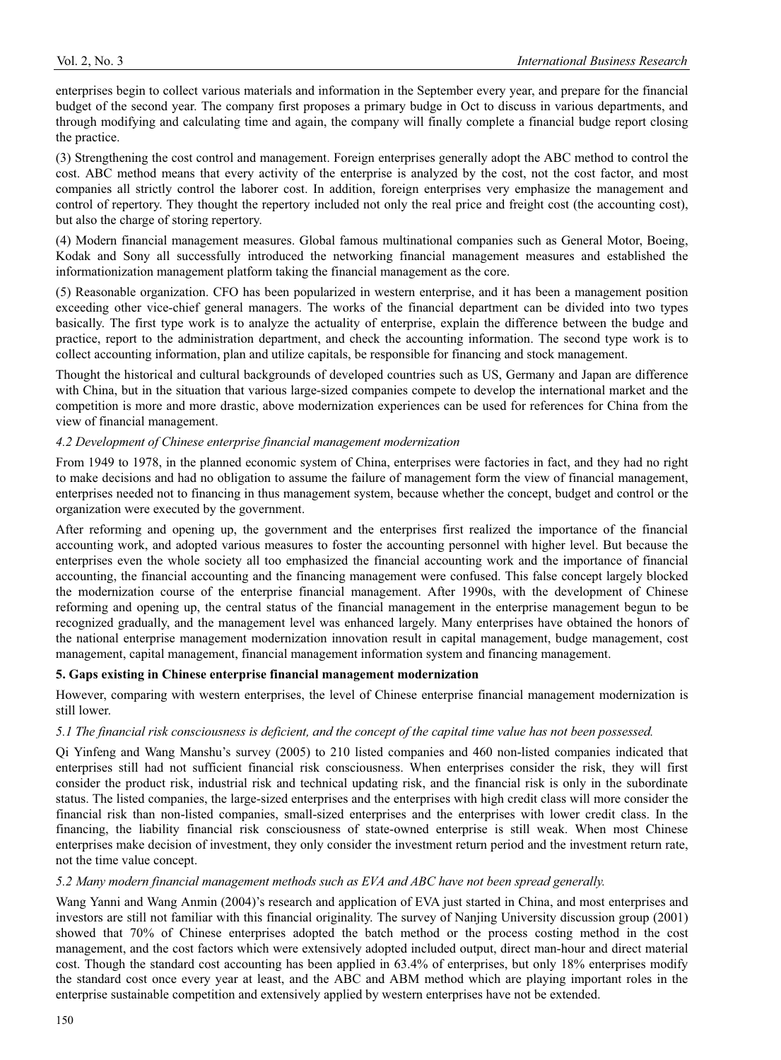enterprises begin to collect various materials and information in the September every year, and prepare for the financial budget of the second year. The company first proposes a primary budge in Oct to discuss in various departments, and through modifying and calculating time and again, the company will finally complete a financial budge report closing the practice.

(3) Strengthening the cost control and management. Foreign enterprises generally adopt the ABC method to control the cost. ABC method means that every activity of the enterprise is analyzed by the cost, not the cost factor, and most companies all strictly control the laborer cost. In addition, foreign enterprises very emphasize the management and control of repertory. They thought the repertory included not only the real price and freight cost (the accounting cost), but also the charge of storing repertory.

(4) Modern financial management measures. Global famous multinational companies such as General Motor, Boeing, Kodak and Sony all successfully introduced the networking financial management measures and established the informationization management platform taking the financial management as the core.

(5) Reasonable organization. CFO has been popularized in western enterprise, and it has been a management position exceeding other vice-chief general managers. The works of the financial department can be divided into two types basically. The first type work is to analyze the actuality of enterprise, explain the difference between the budge and practice, report to the administration department, and check the accounting information. The second type work is to collect accounting information, plan and utilize capitals, be responsible for financing and stock management.

Thought the historical and cultural backgrounds of developed countries such as US, Germany and Japan are difference with China, but in the situation that various large-sized companies compete to develop the international market and the competition is more and more drastic, above modernization experiences can be used for references for China from the view of financial management.

### *4.2 Development of Chinese enterprise financial management modernization*

From 1949 to 1978, in the planned economic system of China, enterprises were factories in fact, and they had no right to make decisions and had no obligation to assume the failure of management form the view of financial management, enterprises needed not to financing in thus management system, because whether the concept, budget and control or the organization were executed by the government.

After reforming and opening up, the government and the enterprises first realized the importance of the financial accounting work, and adopted various measures to foster the accounting personnel with higher level. But because the enterprises even the whole society all too emphasized the financial accounting work and the importance of financial accounting, the financial accounting and the financing management were confused. This false concept largely blocked the modernization course of the enterprise financial management. After 1990s, with the development of Chinese reforming and opening up, the central status of the financial management in the enterprise management begun to be recognized gradually, and the management level was enhanced largely. Many enterprises have obtained the honors of the national enterprise management modernization innovation result in capital management, budge management, cost management, capital management, financial management information system and financing management.

## **5. Gaps existing in Chinese enterprise financial management modernization**

However, comparing with western enterprises, the level of Chinese enterprise financial management modernization is still lower.

### *5.1 The financial risk consciousness is deficient, and the concept of the capital time value has not been possessed.*

Qi Yinfeng and Wang Manshu's survey (2005) to 210 listed companies and 460 non-listed companies indicated that enterprises still had not sufficient financial risk consciousness. When enterprises consider the risk, they will first consider the product risk, industrial risk and technical updating risk, and the financial risk is only in the subordinate status. The listed companies, the large-sized enterprises and the enterprises with high credit class will more consider the financial risk than non-listed companies, small-sized enterprises and the enterprises with lower credit class. In the financing, the liability financial risk consciousness of state-owned enterprise is still weak. When most Chinese enterprises make decision of investment, they only consider the investment return period and the investment return rate, not the time value concept.

### *5.2 Many modern financial management methods such as EVA and ABC have not been spread generally.*

Wang Yanni and Wang Anmin (2004)'s research and application of EVA just started in China, and most enterprises and investors are still not familiar with this financial originality. The survey of Nanjing University discussion group (2001) showed that 70% of Chinese enterprises adopted the batch method or the process costing method in the cost management, and the cost factors which were extensively adopted included output, direct man-hour and direct material cost. Though the standard cost accounting has been applied in 63.4% of enterprises, but only 18% enterprises modify the standard cost once every year at least, and the ABC and ABM method which are playing important roles in the enterprise sustainable competition and extensively applied by western enterprises have not be extended.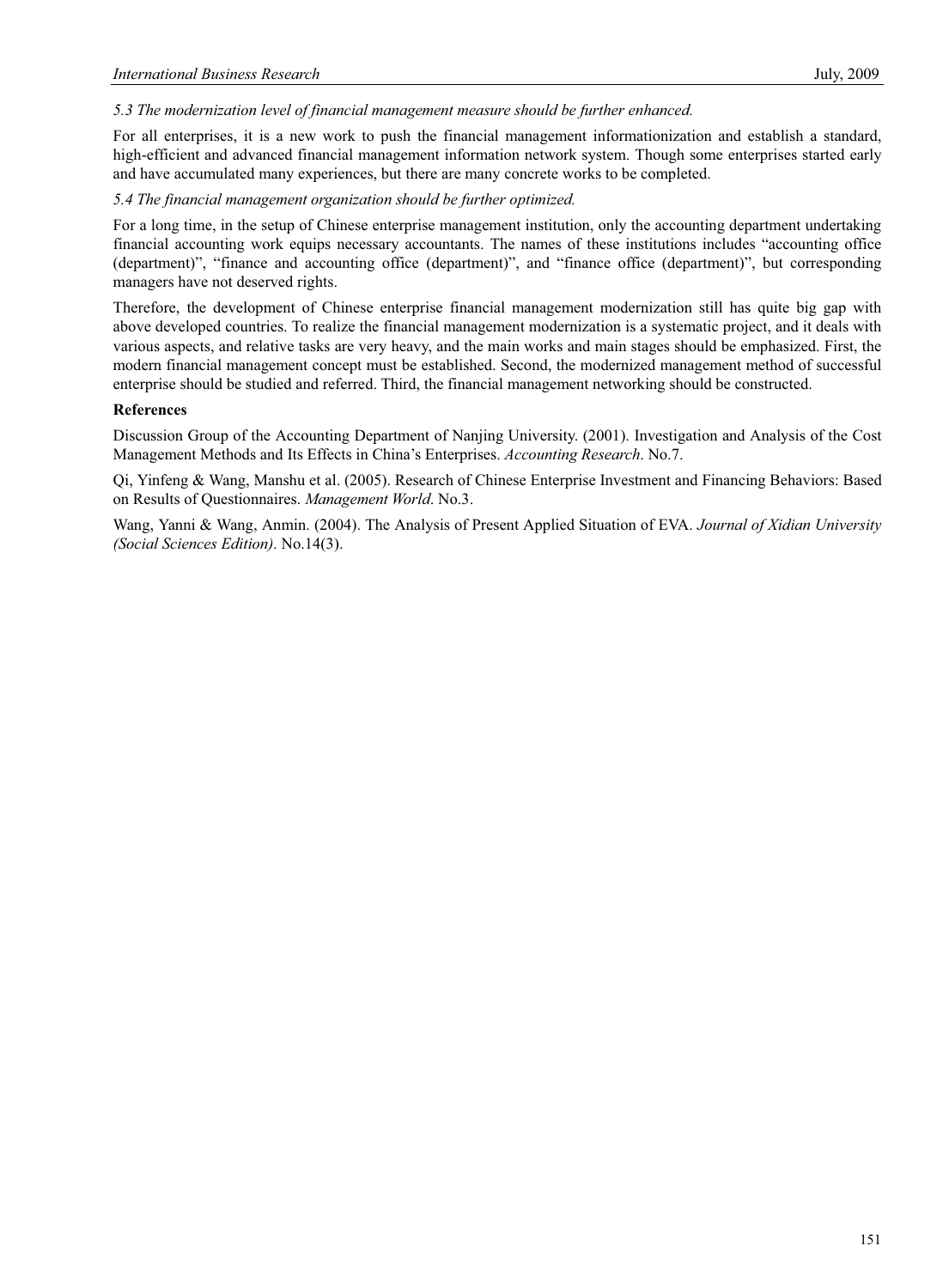*5.3 The modernization level of financial management measure should be further enhanced.*

For all enterprises, it is a new work to push the financial management informationization and establish a standard, high-efficient and advanced financial management information network system. Though some enterprises started early and have accumulated many experiences, but there are many concrete works to be completed.

*5.4 The financial management organization should be further optimized.*

For a long time, in the setup of Chinese enterprise management institution, only the accounting department undertaking financial accounting work equips necessary accountants. The names of these institutions includes "accounting office (department)", "finance and accounting office (department)", and "finance office (department)", but corresponding managers have not deserved rights.

Therefore, the development of Chinese enterprise financial management modernization still has quite big gap with above developed countries. To realize the financial management modernization is a systematic project, and it deals with various aspects, and relative tasks are very heavy, and the main works and main stages should be emphasized. First, the modern financial management concept must be established. Second, the modernized management method of successful enterprise should be studied and referred. Third, the financial management networking should be constructed.

**References**

Discussion Group of the Accounting Department of Nanjing University. (2001). Investigation and Analysis of the Cost Management Methods and Its Effects in China's Enterprises. *Accounting Research*. No.7.

Qi, Yinfeng & Wang, Manshu et al. (2005). Research of Chinese Enterprise Investment and Financing Behaviors: Based on Results of Questionnaires. *Management World*. No.3.

Wang, Yanni & Wang, Anmin. (2004). The Analysis of Present Applied Situation of EVA. *Journal of Xidian University (Social Sciences Edition)*. No.14(3).